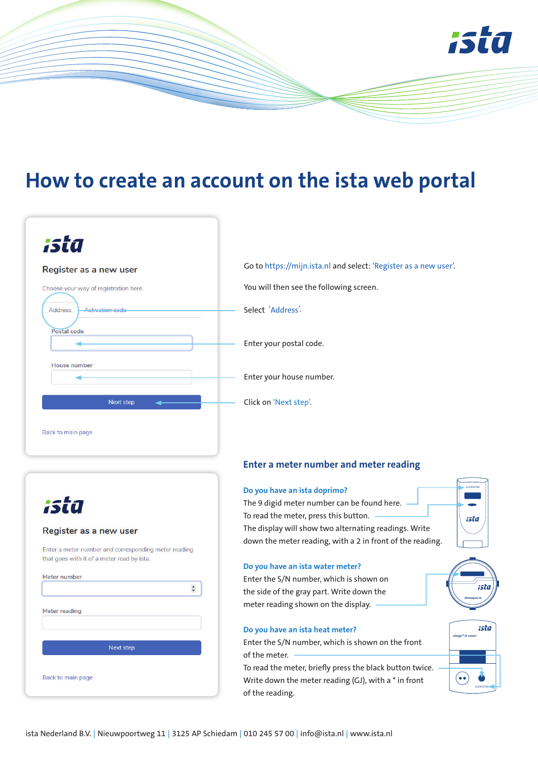# How to create an account on the ista web portal

ista

Register as a new user

Choose your way of registration here.

Address | Activation code

Postal code

House number

Next step

Back to main page

Go to https://mijn.ista.nl and select: 'Register as a new user'.

You will then see the following screen.

Select 'Address'.

Enter your postal code.

Enter your house number.

Click on 'Next step'.

ista

Register as a new user

Enter a meter number and corresponding meter reading that goes with it of a meter read by ista.

Meter number

Meter reading

Next step

Back to main page

## Enter a meter number and meter reading

### Do you have an ista doprimo?

The 9 digid meter number can be found here.
To read the meter, press this button.
The display will show two alternating readings. Write down the meter reading, with a 2 in front of the reading.

### Do you have an ista water meter?

Enter the S/N number, which is shown on the side of the gray part. Write down the meter reading shown on the display.

### Do you have an ista heat meter?

Enter the S/N number, which is shown on the front of the meter.
To read the meter, briefly press the black button twice. Write down the meter reading (GJ), with a * in front of the reading.

ista Nederland B.V. | Nieuwpoortweg 11 | 3125 AP Schiedam | 010 245 57 00 | info@ista.nl | www.ista.nl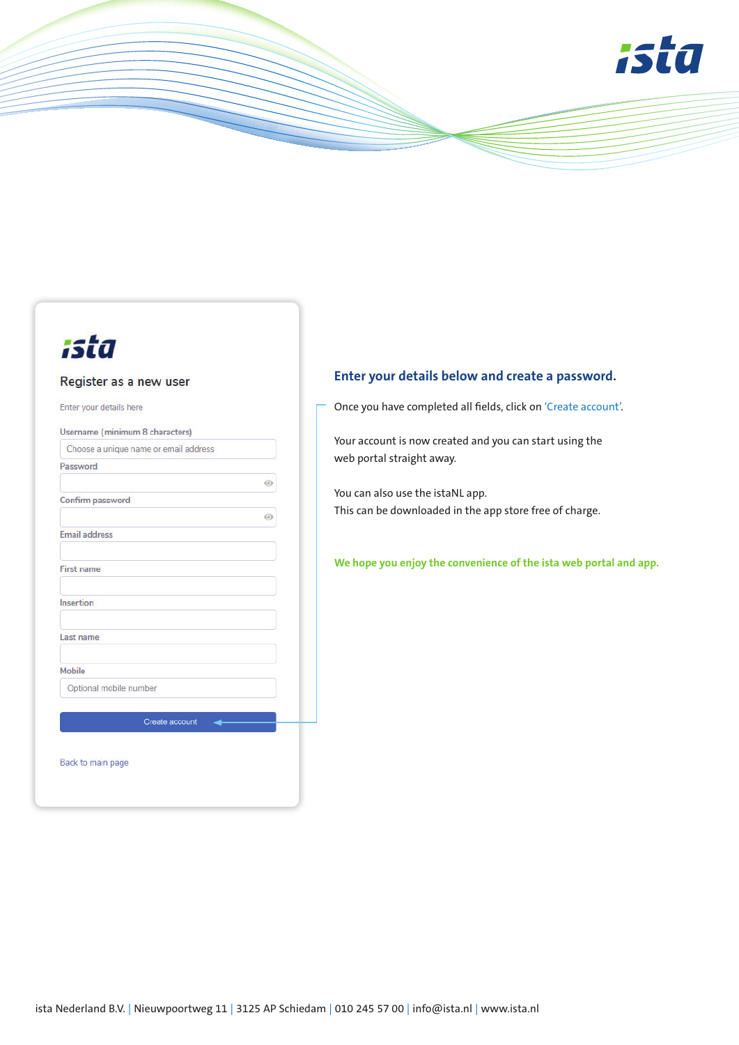Register as a new user

Enter your details here

Username (minimum 8 characters)

Choose a unique name or email address

Password

Confirm password

Email address

First name

Insertion

Last name

Mobile

Optional mobile number

Create account

Back to main page

**Enter your details below and create a password.**

Once you have completed all fields, click on 'Create account'.

Your account is now created and you can start using the web portal straight away.

You can also use the istaNL app.
This can be downloaded in the app store free of charge.

**We hope you enjoy the convenience of the ista web portal and app.**

ista Nederland B.V. | Nieuwpoortweg 11 | 3125 AP Schiedam | 010 245 57 00 | info@ista.nl | www.ista.nl